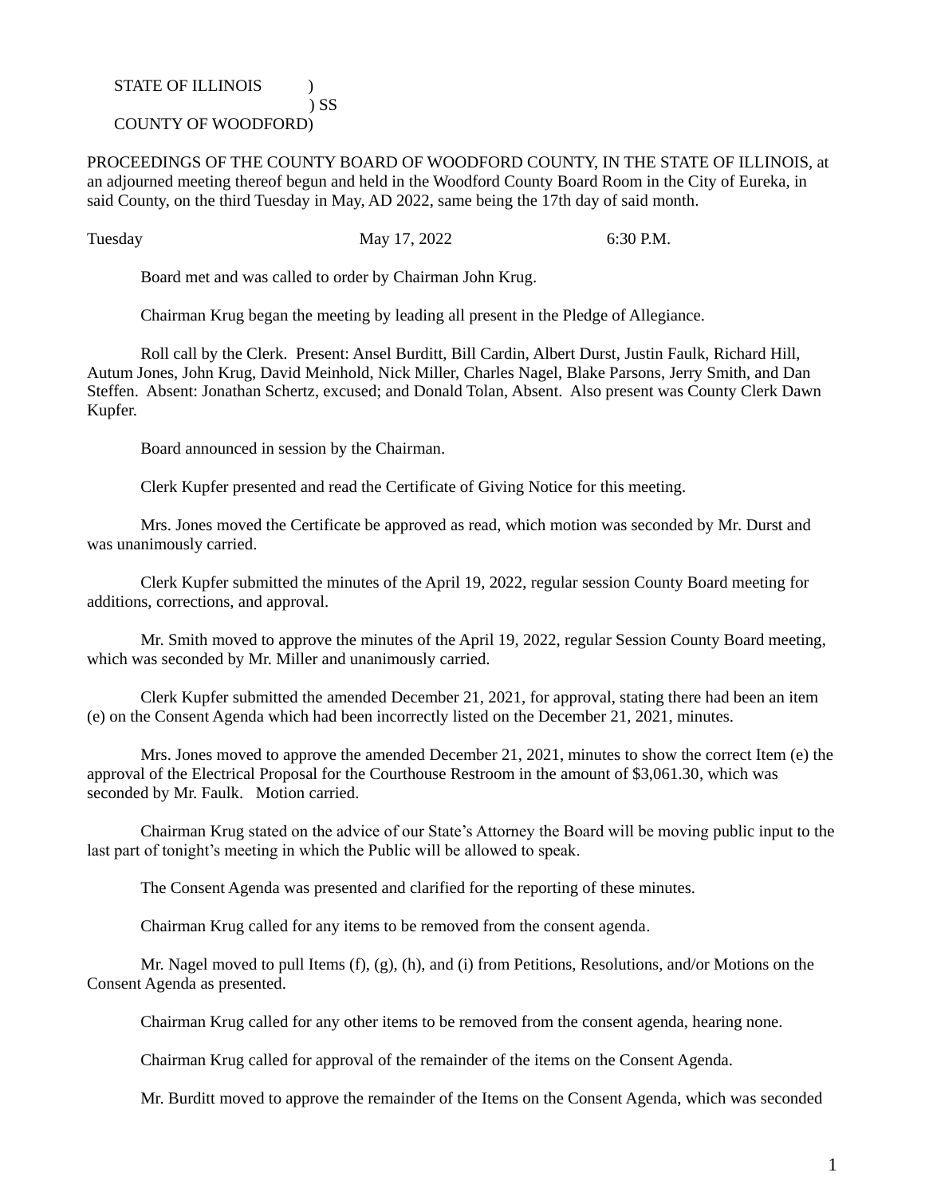STATE OF ILLINOIS )  
) SS  
COUNTY OF WOODFORD)

PROCEEDINGS OF THE COUNTY BOARD OF WOODFORD COUNTY, IN THE STATE OF ILLINOIS, at an adjourned meeting thereof begun and held in the Woodford County Board Room in the City of Eureka, in said County, on the third Tuesday in May, AD 2022, same being the 17th day of said month.

Tuesday May 17, 2022 6:30 P.M.

Board met and was called to order by Chairman John Krug.

Chairman Krug began the meeting by leading all present in the Pledge of Allegiance.

Roll call by the Clerk. Present: Ansel Burditt, Bill Cardin, Albert Durst, Justin Faulk, Richard Hill, Autum Jones, John Krug, David Meinhold, Nick Miller, Charles Nagel, Blake Parsons, Jerry Smith, and Dan Steffen. Absent: Jonathan Schertz, excused; and Donald Tolan, Absent. Also present was County Clerk Dawn Kupfer.

Board announced in session by the Chairman.

Clerk Kupfer presented and read the Certificate of Giving Notice for this meeting.

Mrs. Jones moved the Certificate be approved as read, which motion was seconded by Mr. Durst and was unanimously carried.

Clerk Kupfer submitted the minutes of the April 19, 2022, regular session County Board meeting for additions, corrections, and approval.

Mr. Smith moved to approve the minutes of the April 19, 2022, regular Session County Board meeting, which was seconded by Mr. Miller and unanimously carried.

Clerk Kupfer submitted the amended December 21, 2021, for approval, stating there had been an item (e) on the Consent Agenda which had been incorrectly listed on the December 21, 2021, minutes.

Mrs. Jones moved to approve the amended December 21, 2021, minutes to show the correct Item (e) the approval of the Electrical Proposal for the Courthouse Restroom in the amount of $3,061.30, which was seconded by Mr. Faulk. Motion carried.

Chairman Krug stated on the advice of our State's Attorney the Board will be moving public input to the last part of tonight's meeting in which the Public will be allowed to speak.

The Consent Agenda was presented and clarified for the reporting of these minutes.

Chairman Krug called for any items to be removed from the consent agenda.

Mr. Nagel moved to pull Items (f), (g), (h), and (i) from Petitions, Resolutions, and/or Motions on the Consent Agenda as presented.

Chairman Krug called for any other items to be removed from the consent agenda, hearing none.

Chairman Krug called for approval of the remainder of the items on the Consent Agenda.

Mr. Burditt moved to approve the remainder of the Items on the Consent Agenda, which was seconded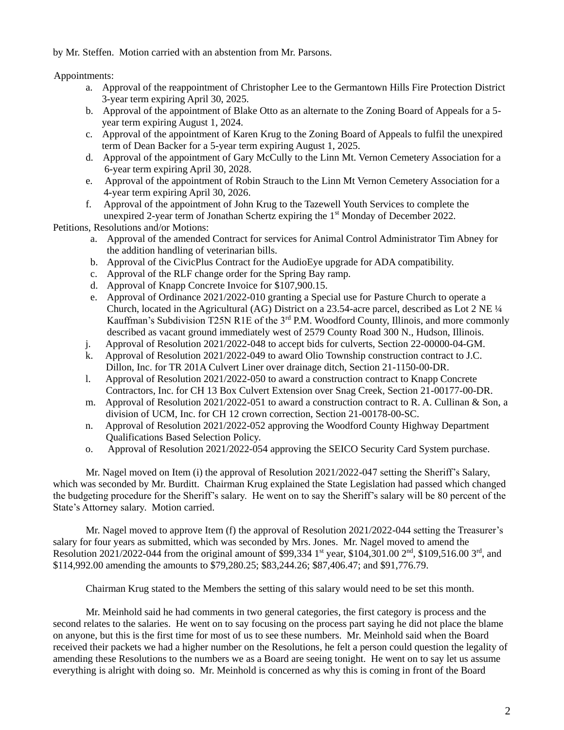by Mr. Steffen. Motion carried with an abstention from Mr. Parsons.

Appointments:

a. Approval of the reappointment of Christopher Lee to the Germantown Hills Fire Protection District 3-year term expiring April 30, 2025.
b. Approval of the appointment of Blake Otto as an alternate to the Zoning Board of Appeals for a 5-year term expiring August 1, 2024.
c. Approval of the appointment of Karen Krug to the Zoning Board of Appeals to fulfil the unexpired term of Dean Backer for a 5-year term expiring August 1, 2025.
d. Approval of the appointment of Gary McCully to the Linn Mt. Vernon Cemetery Association for a 6-year term expiring April 30, 2028.
e. Approval of the appointment of Robin Strauch to the Linn Mt Vernon Cemetery Association for a 4-year term expiring April 30, 2026.
f. Approval of the appointment of John Krug to the Tazewell Youth Services to complete the unexpired 2-year term of Jonathan Schertz expiring the 1st Monday of December 2022.

Petitions, Resolutions and/or Motions:

a. Approval of the amended Contract for services for Animal Control Administrator Tim Abney for the addition handling of veterinarian bills.
b. Approval of the CivicPlus Contract for the AudioEye upgrade for ADA compatibility.
c. Approval of the RLF change order for the Spring Bay ramp.
d. Approval of Knapp Concrete Invoice for $107,900.15.
e. Approval of Ordinance 2021/2022-010 granting a Special use for Pasture Church to operate a Church, located in the Agricultural (AG) District on a 23.54-acre parcel, described as Lot 2 NE ¼ Kauffman's Subdivision T25N R1E of the 3rd P.M. Woodford County, Illinois, and more commonly described as vacant ground immediately west of 2579 County Road 300 N., Hudson, Illinois.

j. Approval of Resolution 2021/2022-048 to accept bids for culverts, Section 22-00000-04-GM.
k. Approval of Resolution 2021/2022-049 to award Olio Township construction contract to J.C. Dillon, Inc. for TR 201A Culvert Liner over drainage ditch, Section 21-1150-00-DR.
l. Approval of Resolution 2021/2022-050 to award a construction contract to Knapp Concrete Contractors, Inc. for CH 13 Box Culvert Extension over Snag Creek, Section 21-00177-00-DR.
m. Approval of Resolution 2021/2022-051 to award a construction contract to R. A. Cullinan & Son, a division of UCM, Inc. for CH 12 crown correction, Section 21-00178-00-SC.
n. Approval of Resolution 2021/2022-052 approving the Woodford County Highway Department Qualifications Based Selection Policy.
o. Approval of Resolution 2021/2022-054 approving the SEICO Security Card System purchase.

Mr. Nagel moved on Item (i) the approval of Resolution 2021/2022-047 setting the Sheriff's Salary, which was seconded by Mr. Burditt. Chairman Krug explained the State Legislation had passed which changed the budgeting procedure for the Sheriff's salary. He went on to say the Sheriff's salary will be 80 percent of the State's Attorney salary. Motion carried.

Mr. Nagel moved to approve Item (f) the approval of Resolution 2021/2022-044 setting the Treasurer's salary for four years as submitted, which was seconded by Mrs. Jones. Mr. Nagel moved to amend the Resolution 2021/2022-044 from the original amount of $99,334 1st year, $104,301.00 2nd, $109,516.00 3rd, and $114,992.00 amending the amounts to $79,280.25; $83,244.26; $87,406.47; and $91,776.79.

Chairman Krug stated to the Members the setting of this salary would need to be set this month.

Mr. Meinhold said he had comments in two general categories, the first category is process and the second relates to the salaries. He went on to say focusing on the process part saying he did not place the blame on anyone, but this is the first time for most of us to see these numbers. Mr. Meinhold said when the Board received their packets we had a higher number on the Resolutions, he felt a person could question the legality of amending these Resolutions to the numbers we as a Board are seeing tonight. He went on to say let us assume everything is alright with doing so. Mr. Meinhold is concerned as why this is coming in front of the Board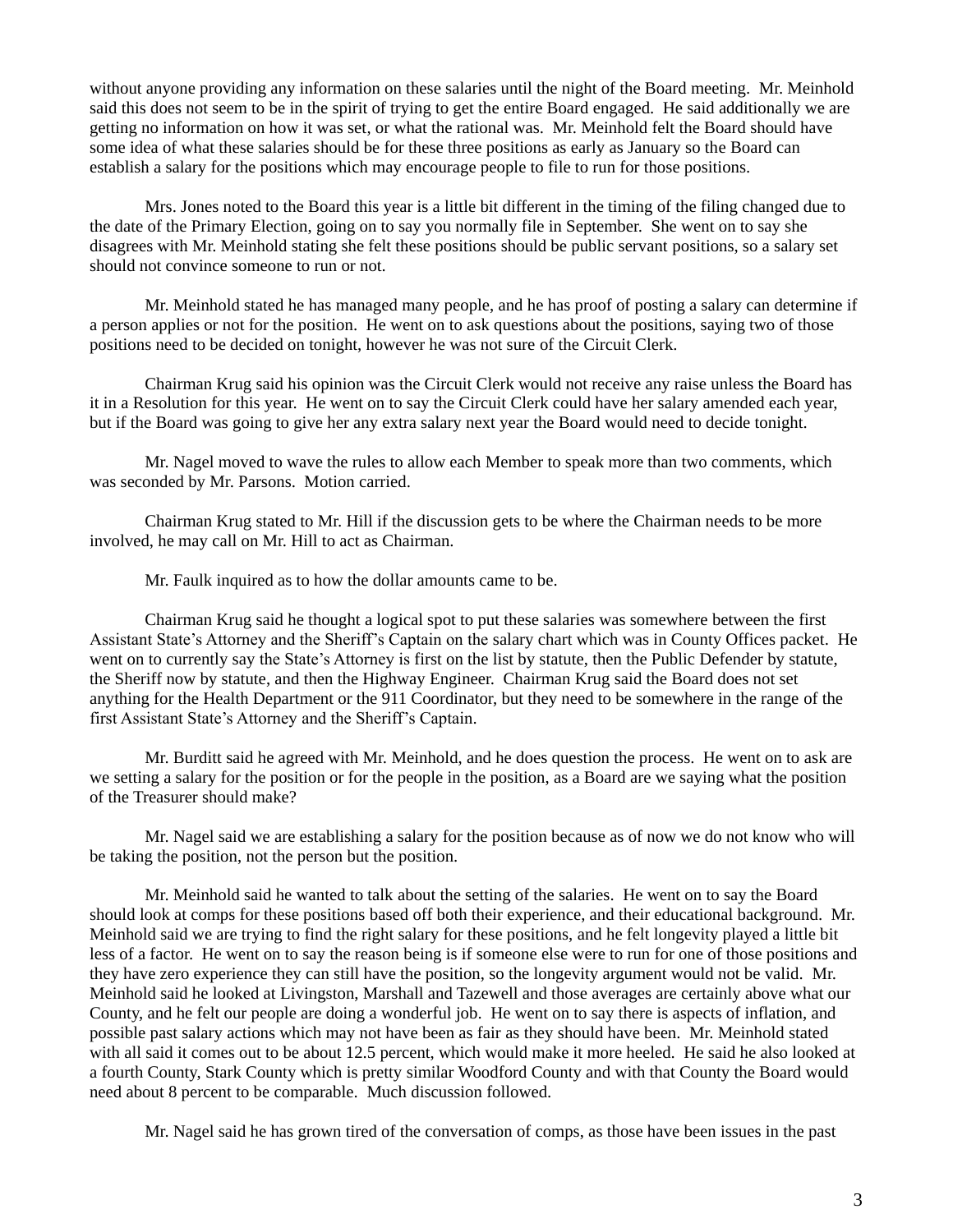without anyone providing any information on these salaries until the night of the Board meeting. Mr. Meinhold said this does not seem to be in the spirit of trying to get the entire Board engaged. He said additionally we are getting no information on how it was set, or what the rational was. Mr. Meinhold felt the Board should have some idea of what these salaries should be for these three positions as early as January so the Board can establish a salary for the positions which may encourage people to file to run for those positions.

Mrs. Jones noted to the Board this year is a little bit different in the timing of the filing changed due to the date of the Primary Election, going on to say you normally file in September. She went on to say she disagrees with Mr. Meinhold stating she felt these positions should be public servant positions, so a salary set should not convince someone to run or not.

Mr. Meinhold stated he has managed many people, and he has proof of posting a salary can determine if a person applies or not for the position. He went on to ask questions about the positions, saying two of those positions need to be decided on tonight, however he was not sure of the Circuit Clerk.

Chairman Krug said his opinion was the Circuit Clerk would not receive any raise unless the Board has it in a Resolution for this year. He went on to say the Circuit Clerk could have her salary amended each year, but if the Board was going to give her any extra salary next year the Board would need to decide tonight.

Mr. Nagel moved to wave the rules to allow each Member to speak more than two comments, which was seconded by Mr. Parsons. Motion carried.

Chairman Krug stated to Mr. Hill if the discussion gets to be where the Chairman needs to be more involved, he may call on Mr. Hill to act as Chairman.

Mr. Faulk inquired as to how the dollar amounts came to be.

Chairman Krug said he thought a logical spot to put these salaries was somewhere between the first Assistant State's Attorney and the Sheriff's Captain on the salary chart which was in County Offices packet. He went on to currently say the State's Attorney is first on the list by statute, then the Public Defender by statute, the Sheriff now by statute, and then the Highway Engineer. Chairman Krug said the Board does not set anything for the Health Department or the 911 Coordinator, but they need to be somewhere in the range of the first Assistant State's Attorney and the Sheriff's Captain.

Mr. Burditt said he agreed with Mr. Meinhold, and he does question the process. He went on to ask are we setting a salary for the position or for the people in the position, as a Board are we saying what the position of the Treasurer should make?

Mr. Nagel said we are establishing a salary for the position because as of now we do not know who will be taking the position, not the person but the position.

Mr. Meinhold said he wanted to talk about the setting of the salaries. He went on to say the Board should look at comps for these positions based off both their experience, and their educational background. Mr. Meinhold said we are trying to find the right salary for these positions, and he felt longevity played a little bit less of a factor. He went on to say the reason being is if someone else were to run for one of those positions and they have zero experience they can still have the position, so the longevity argument would not be valid. Mr. Meinhold said he looked at Livingston, Marshall and Tazewell and those averages are certainly above what our County, and he felt our people are doing a wonderful job. He went on to say there is aspects of inflation, and possible past salary actions which may not have been as fair as they should have been. Mr. Meinhold stated with all said it comes out to be about 12.5 percent, which would make it more heeled. He said he also looked at a fourth County, Stark County which is pretty similar Woodford County and with that County the Board would need about 8 percent to be comparable. Much discussion followed.

Mr. Nagel said he has grown tired of the conversation of comps, as those have been issues in the past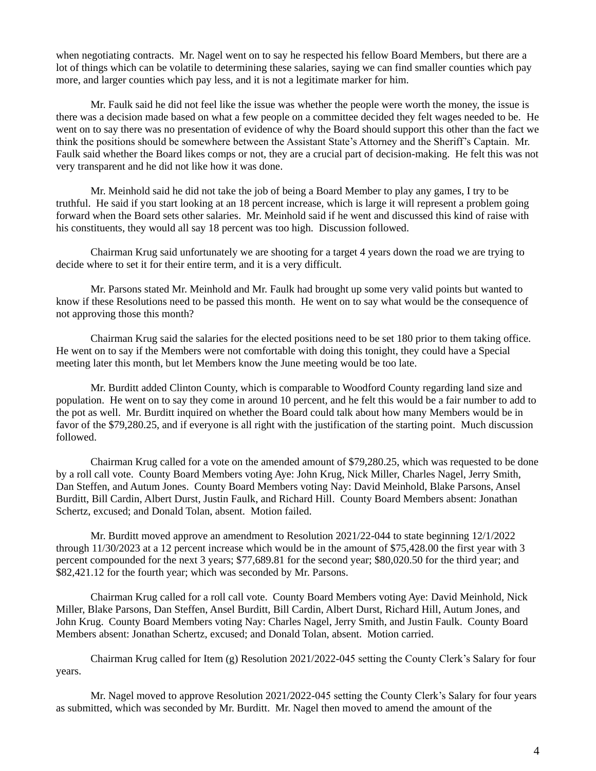when negotiating contracts. Mr. Nagel went on to say he respected his fellow Board Members, but there are a lot of things which can be volatile to determining these salaries, saying we can find smaller counties which pay more, and larger counties which pay less, and it is not a legitimate marker for him.

Mr. Faulk said he did not feel like the issue was whether the people were worth the money, the issue is there was a decision made based on what a few people on a committee decided they felt wages needed to be. He went on to say there was no presentation of evidence of why the Board should support this other than the fact we think the positions should be somewhere between the Assistant State's Attorney and the Sheriff's Captain. Mr. Faulk said whether the Board likes comps or not, they are a crucial part of decision-making. He felt this was not very transparent and he did not like how it was done.

Mr. Meinhold said he did not take the job of being a Board Member to play any games, I try to be truthful. He said if you start looking at an 18 percent increase, which is large it will represent a problem going forward when the Board sets other salaries. Mr. Meinhold said if he went and discussed this kind of raise with his constituents, they would all say 18 percent was too high. Discussion followed.

Chairman Krug said unfortunately we are shooting for a target 4 years down the road we are trying to decide where to set it for their entire term, and it is a very difficult.

Mr. Parsons stated Mr. Meinhold and Mr. Faulk had brought up some very valid points but wanted to know if these Resolutions need to be passed this month. He went on to say what would be the consequence of not approving those this month?

Chairman Krug said the salaries for the elected positions need to be set 180 prior to them taking office. He went on to say if the Members were not comfortable with doing this tonight, they could have a Special meeting later this month, but let Members know the June meeting would be too late.

Mr. Burditt added Clinton County, which is comparable to Woodford County regarding land size and population. He went on to say they come in around 10 percent, and he felt this would be a fair number to add to the pot as well. Mr. Burditt inquired on whether the Board could talk about how many Members would be in favor of the $79,280.25, and if everyone is all right with the justification of the starting point. Much discussion followed.

Chairman Krug called for a vote on the amended amount of $79,280.25, which was requested to be done by a roll call vote. County Board Members voting Aye: John Krug, Nick Miller, Charles Nagel, Jerry Smith, Dan Steffen, and Autum Jones. County Board Members voting Nay: David Meinhold, Blake Parsons, Ansel Burditt, Bill Cardin, Albert Durst, Justin Faulk, and Richard Hill. County Board Members absent: Jonathan Schertz, excused; and Donald Tolan, absent. Motion failed.

Mr. Burditt moved approve an amendment to Resolution 2021/22-044 to state beginning 12/1/2022 through 11/30/2023 at a 12 percent increase which would be in the amount of $75,428.00 the first year with 3 percent compounded for the next 3 years; $77,689.81 for the second year; $80,020.50 for the third year; and $82,421.12 for the fourth year; which was seconded by Mr. Parsons.

Chairman Krug called for a roll call vote. County Board Members voting Aye: David Meinhold, Nick Miller, Blake Parsons, Dan Steffen, Ansel Burditt, Bill Cardin, Albert Durst, Richard Hill, Autum Jones, and John Krug. County Board Members voting Nay: Charles Nagel, Jerry Smith, and Justin Faulk. County Board Members absent: Jonathan Schertz, excused; and Donald Tolan, absent. Motion carried.

Chairman Krug called for Item (g) Resolution 2021/2022-045 setting the County Clerk's Salary for four years.

Mr. Nagel moved to approve Resolution 2021/2022-045 setting the County Clerk's Salary for four years as submitted, which was seconded by Mr. Burditt. Mr. Nagel then moved to amend the amount of the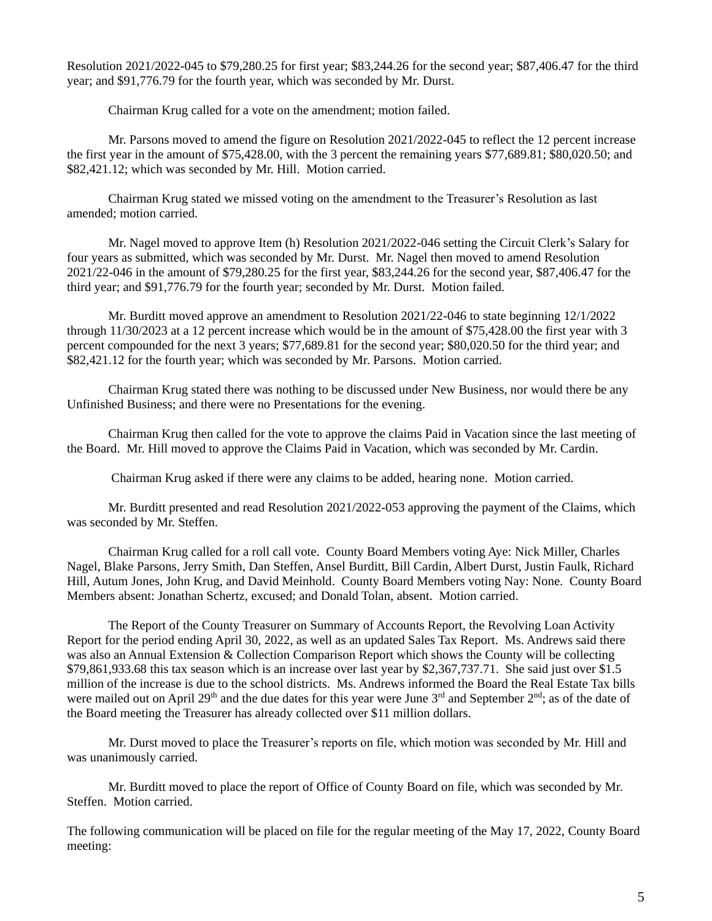Resolution 2021/2022-045 to $79,280.25 for first year; $83,244.26 for the second year; $87,406.47 for the third year; and $91,776.79 for the fourth year, which was seconded by Mr. Durst.

Chairman Krug called for a vote on the amendment; motion failed.

Mr. Parsons moved to amend the figure on Resolution 2021/2022-045 to reflect the 12 percent increase the first year in the amount of $75,428.00, with the 3 percent the remaining years $77,689.81; $80,020.50; and $82,421.12; which was seconded by Mr. Hill. Motion carried.

Chairman Krug stated we missed voting on the amendment to the Treasurer's Resolution as last amended; motion carried.

Mr. Nagel moved to approve Item (h) Resolution 2021/2022-046 setting the Circuit Clerk's Salary for four years as submitted, which was seconded by Mr. Durst. Mr. Nagel then moved to amend Resolution 2021/22-046 in the amount of $79,280.25 for the first year, $83,244.26 for the second year, $87,406.47 for the third year; and $91,776.79 for the fourth year; seconded by Mr. Durst. Motion failed.

Mr. Burditt moved approve an amendment to Resolution 2021/22-046 to state beginning 12/1/2022 through 11/30/2023 at a 12 percent increase which would be in the amount of $75,428.00 the first year with 3 percent compounded for the next 3 years; $77,689.81 for the second year; $80,020.50 for the third year; and $82,421.12 for the fourth year; which was seconded by Mr. Parsons. Motion carried.

Chairman Krug stated there was nothing to be discussed under New Business, nor would there be any Unfinished Business; and there were no Presentations for the evening.

Chairman Krug then called for the vote to approve the claims Paid in Vacation since the last meeting of the Board. Mr. Hill moved to approve the Claims Paid in Vacation, which was seconded by Mr. Cardin.

Chairman Krug asked if there were any claims to be added, hearing none. Motion carried.

Mr. Burditt presented and read Resolution 2021/2022-053 approving the payment of the Claims, which was seconded by Mr. Steffen.

Chairman Krug called for a roll call vote. County Board Members voting Aye: Nick Miller, Charles Nagel, Blake Parsons, Jerry Smith, Dan Steffen, Ansel Burditt, Bill Cardin, Albert Durst, Justin Faulk, Richard Hill, Autum Jones, John Krug, and David Meinhold. County Board Members voting Nay: None. County Board Members absent: Jonathan Schertz, excused; and Donald Tolan, absent. Motion carried.

The Report of the County Treasurer on Summary of Accounts Report, the Revolving Loan Activity Report for the period ending April 30, 2022, as well as an updated Sales Tax Report. Ms. Andrews said there was also an Annual Extension & Collection Comparison Report which shows the County will be collecting $79,861,933.68 this tax season which is an increase over last year by $2,367,737.71. She said just over $1.5 million of the increase is due to the school districts. Ms. Andrews informed the Board the Real Estate Tax bills were mailed out on April 29th and the due dates for this year were June 3rd and September 2nd; as of the date of the Board meeting the Treasurer has already collected over $11 million dollars.

Mr. Durst moved to place the Treasurer's reports on file, which motion was seconded by Mr. Hill and was unanimously carried.

Mr. Burditt moved to place the report of Office of County Board on file, which was seconded by Mr. Steffen. Motion carried.

The following communication will be placed on file for the regular meeting of the May 17, 2022, County Board meeting: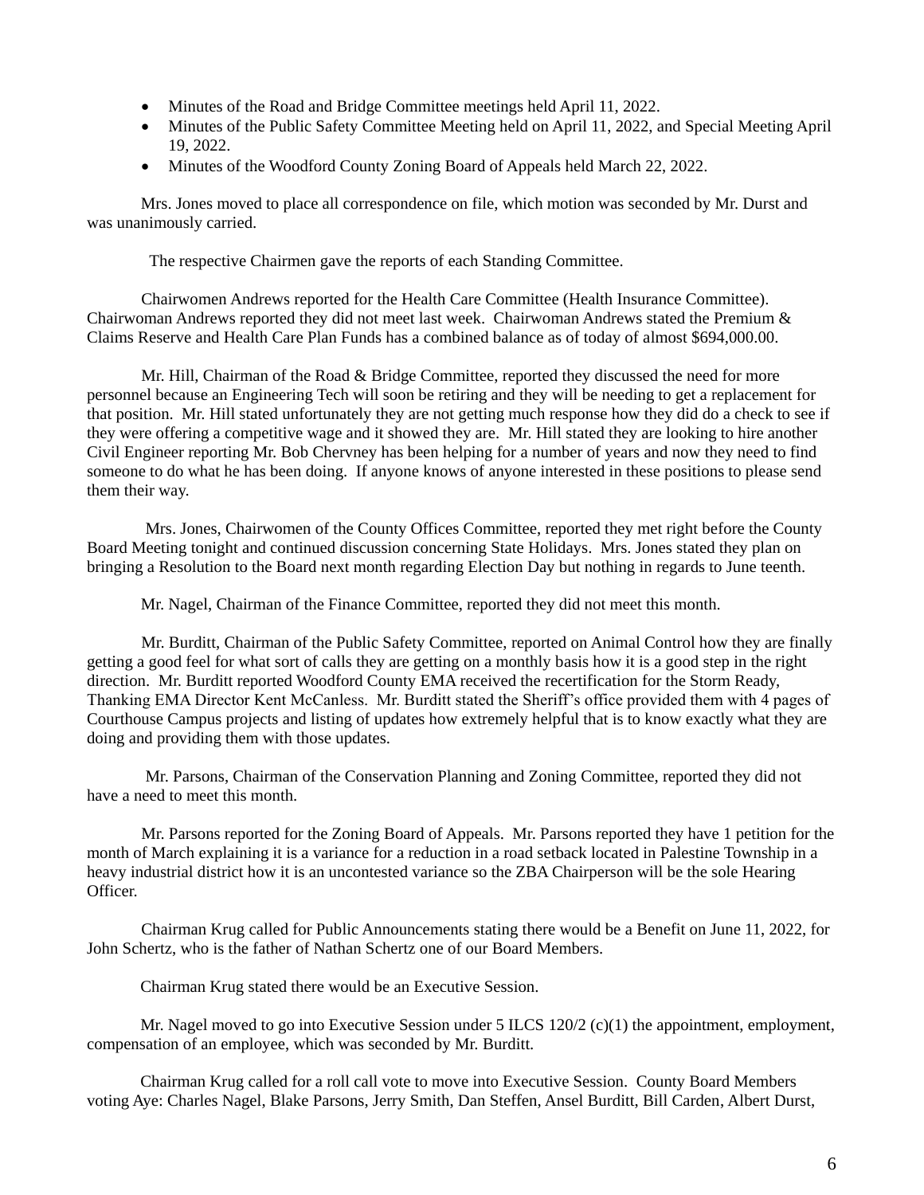- Minutes of the Road and Bridge Committee meetings held April 11, 2022.
- Minutes of the Public Safety Committee Meeting held on April 11, 2022, and Special Meeting April 19, 2022.
- Minutes of the Woodford County Zoning Board of Appeals held March 22, 2022.

Mrs. Jones moved to place all correspondence on file, which motion was seconded by Mr. Durst and was unanimously carried.

The respective Chairmen gave the reports of each Standing Committee.

Chairwomen Andrews reported for the Health Care Committee (Health Insurance Committee). Chairwoman Andrews reported they did not meet last week. Chairwoman Andrews stated the Premium & Claims Reserve and Health Care Plan Funds has a combined balance as of today of almost $694,000.00.

Mr. Hill, Chairman of the Road & Bridge Committee, reported they discussed the need for more personnel because an Engineering Tech will soon be retiring and they will be needing to get a replacement for that position. Mr. Hill stated unfortunately they are not getting much response how they did do a check to see if they were offering a competitive wage and it showed they are. Mr. Hill stated they are looking to hire another Civil Engineer reporting Mr. Bob Chervney has been helping for a number of years and now they need to find someone to do what he has been doing. If anyone knows of anyone interested in these positions to please send them their way.

Mrs. Jones, Chairwomen of the County Offices Committee, reported they met right before the County Board Meeting tonight and continued discussion concerning State Holidays. Mrs. Jones stated they plan on bringing a Resolution to the Board next month regarding Election Day but nothing in regards to June teenth.

Mr. Nagel, Chairman of the Finance Committee, reported they did not meet this month.

Mr. Burditt, Chairman of the Public Safety Committee, reported on Animal Control how they are finally getting a good feel for what sort of calls they are getting on a monthly basis how it is a good step in the right direction. Mr. Burditt reported Woodford County EMA received the recertification for the Storm Ready, Thanking EMA Director Kent McCanless. Mr. Burditt stated the Sheriff's office provided them with 4 pages of Courthouse Campus projects and listing of updates how extremely helpful that is to know exactly what they are doing and providing them with those updates.

Mr. Parsons, Chairman of the Conservation Planning and Zoning Committee, reported they did not have a need to meet this month.

Mr. Parsons reported for the Zoning Board of Appeals. Mr. Parsons reported they have 1 petition for the month of March explaining it is a variance for a reduction in a road setback located in Palestine Township in a heavy industrial district how it is an uncontested variance so the ZBA Chairperson will be the sole Hearing Officer.

Chairman Krug called for Public Announcements stating there would be a Benefit on June 11, 2022, for John Schertz, who is the father of Nathan Schertz one of our Board Members.

Chairman Krug stated there would be an Executive Session.

Mr. Nagel moved to go into Executive Session under 5 ILCS 120/2 (c)(1) the appointment, employment, compensation of an employee, which was seconded by Mr. Burditt.

Chairman Krug called for a roll call vote to move into Executive Session. County Board Members voting Aye: Charles Nagel, Blake Parsons, Jerry Smith, Dan Steffen, Ansel Burditt, Bill Carden, Albert Durst,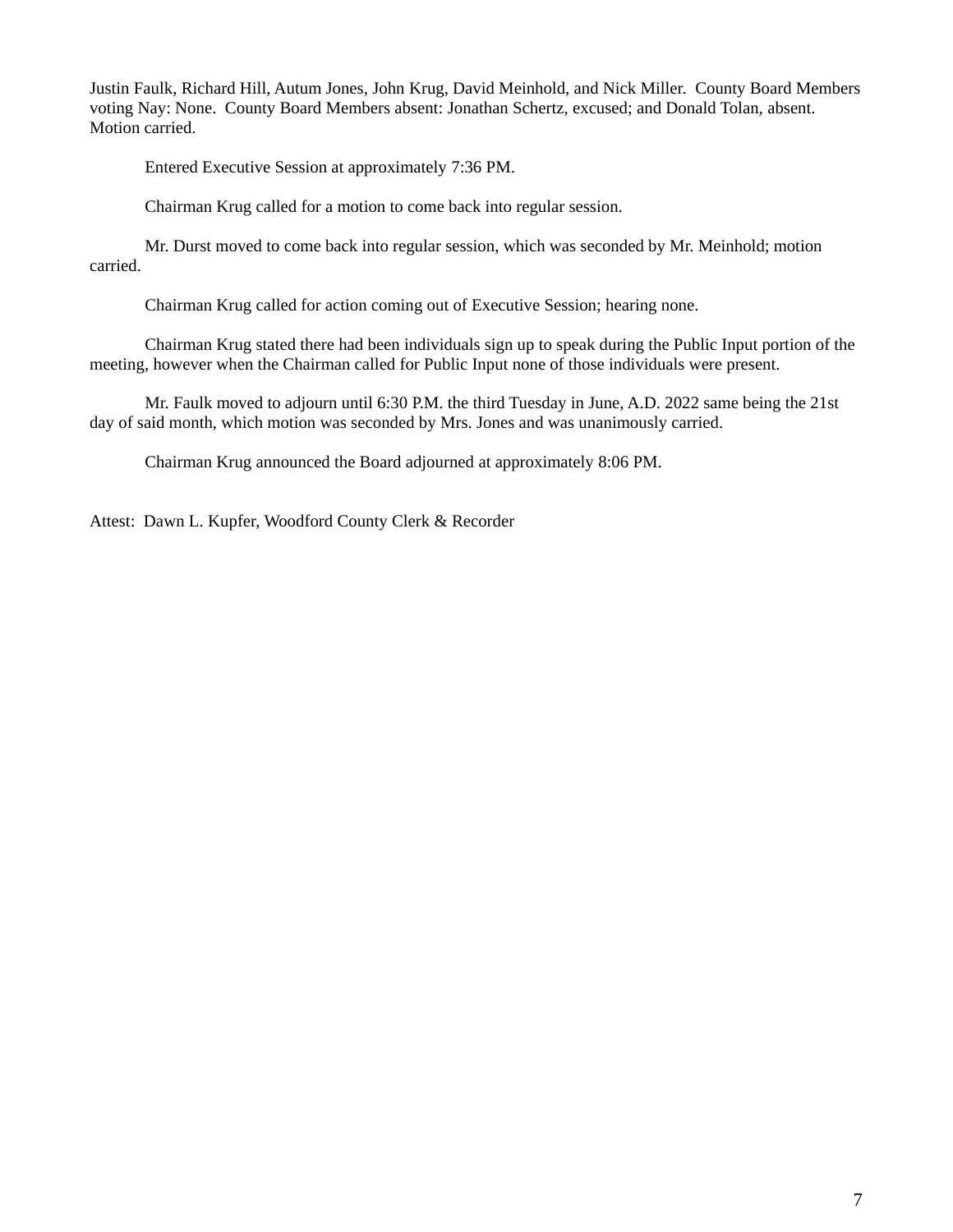Justin Faulk, Richard Hill, Autum Jones, John Krug, David Meinhold, and Nick Miller. County Board Members voting Nay: None. County Board Members absent: Jonathan Schertz, excused; and Donald Tolan, absent. Motion carried.

Entered Executive Session at approximately 7:36 PM.

Chairman Krug called for a motion to come back into regular session.

Mr. Durst moved to come back into regular session, which was seconded by Mr. Meinhold; motion carried.

Chairman Krug called for action coming out of Executive Session; hearing none.

Chairman Krug stated there had been individuals sign up to speak during the Public Input portion of the meeting, however when the Chairman called for Public Input none of those individuals were present.

Mr. Faulk moved to adjourn until 6:30 P.M. the third Tuesday in June, A.D. 2022 same being the 21st day of said month, which motion was seconded by Mrs. Jones and was unanimously carried.

Chairman Krug announced the Board adjourned at approximately 8:06 PM.

Attest: Dawn L. Kupfer, Woodford County Clerk & Recorder